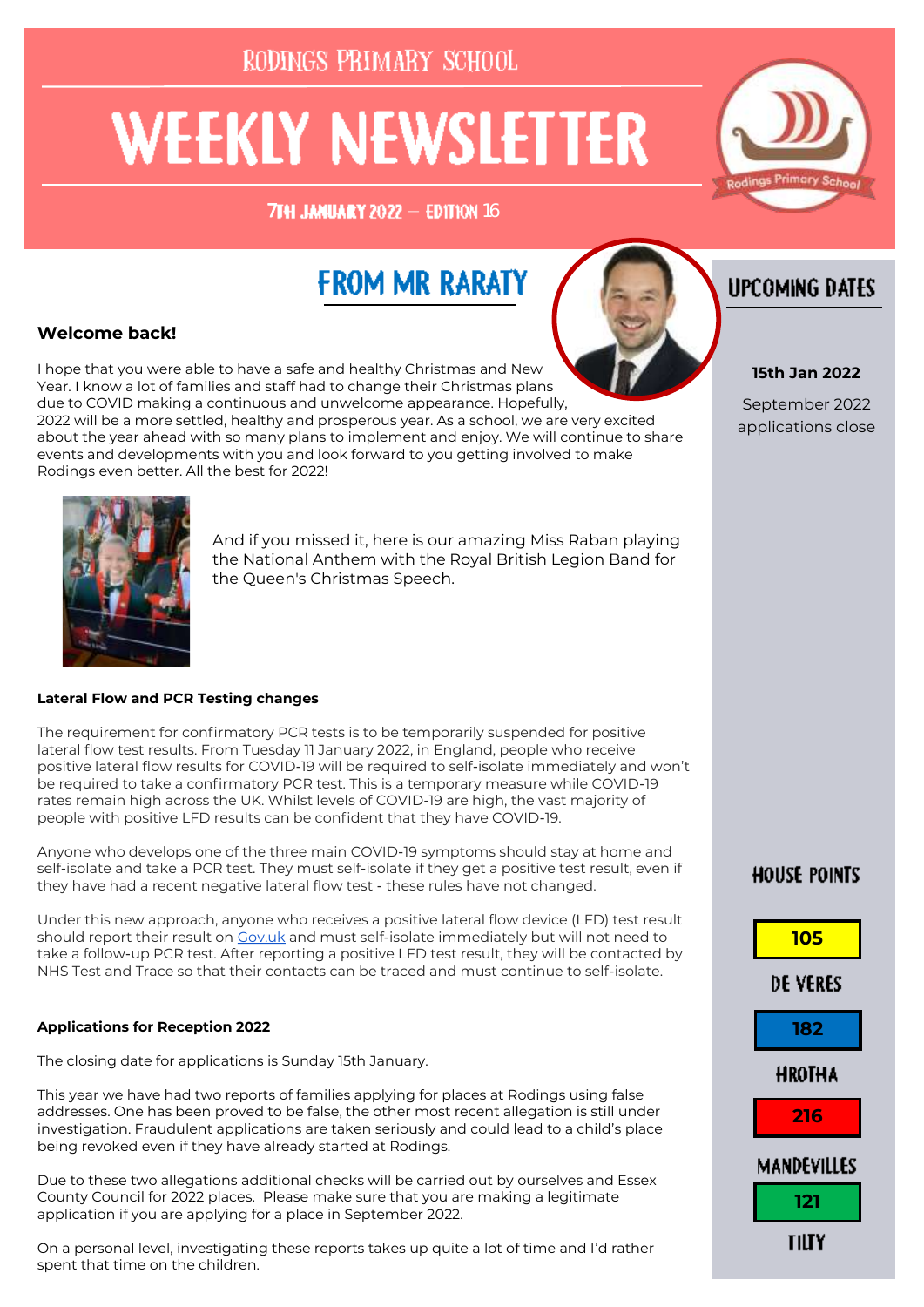RODINGS PRIMARY SCHOOL

# WEEKLY NEWSLETTER

7TH JANUARY 2022 – EDITION 16

## FROM MR RARATY

### Welcome back!

I hope that you were able to have a safe and healthy Christmas and New Year. I know a lot of families and staff had to change their Christmas plans due to COVID making a continuous and unwelcome appearance. Hopefully, 2022 will be a more settled, healthy and prosperous year. As a school, we are very excited about the year ahead with so many plans to implement and enjoy. We will continue to share events and developments with you and look forward to you getting involved to make Rodings even better. All the best for 2022!

And if you missed it, here is our amazing Miss Raban playing the National Anthem with the Royal British Legion Band for the Queen's Christmas Speech.

**Lateral Flow and PCR Testing changes**

The requirement for confirmatory PCR tests is to be temporarily suspended for positive lateral flow test results. From Tuesday 11 January 2022, in England, people who receive positive lateral flow results for COVID-19 will be required to self-isolate immediately and won't be required to take a confirmatory PCR test. This is a temporary measure while COVID-19 rates remain high across the UK. Whilst levels of COVID-19 are high, the vast majority of people with positive LFD results can be confident that they have COVID-19.

Anyone who develops one of the three main COVID-19 symptoms should stay at home and self-isolate and take a PCR test. They must self-isolate if they get a positive test result, even if they have had a recent negative lateral flow test - these rules have not changed.

Under this new approach, anyone who receives a positive lateral flow device (LFD) test result should report their result on Gov.uk and must self-isolate immediately but will not need to take a follow-up PCR test. After reporting a positive LFD test result, they will be contacted by NHS Test and Trace so that their contacts can be traced and must continue to self-isolate.

**Applications for Reception 2022**

The closing date for applications is Sunday 15th January.

This year we have had two reports of families applying for places at Rodings using false addresses. One has been proved to be false, the other most recent allegation is still under investigation. Fraudulent applications are taken seriously and could lead to a child's place being revoked even if they have already started at Rodings.

Due to these two allegations additional checks will be carried out by ourselves and Essex County Council for 2022 places. Please make sure that you are making a legitimate application if you are applying for a place in September 2022.

On a personal level, investigating these reports takes up quite a lot of time and I'd rather spent that time on the children.

## UPCOMING DATES

**15th Jan 2022**

September 2022 applications close

## HOUSE POINTS

| House | Points |
|---|---|
| De Veres | 105 |
| Hrotha | 182 |
| Mandevilles | 216 |
| Tilty | 121 |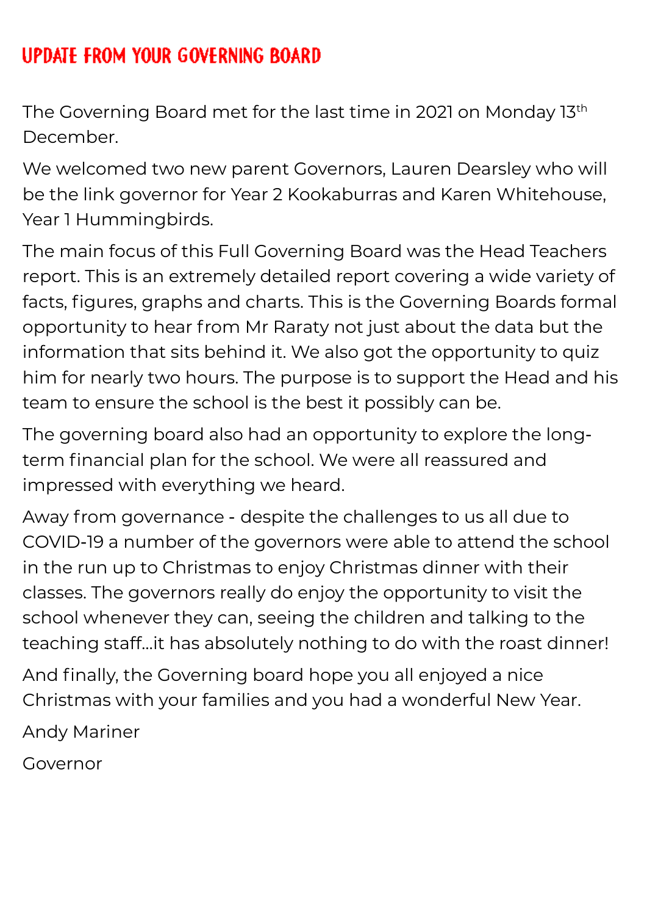## UPDATE FROM YOUR GOVERNING BOARD

The Governing Board met for the last time in 2021 on Monday 13th December.

We welcomed two new parent Governors, Lauren Dearsley who will be the link governor for Year 2 Kookaburras and Karen Whitehouse, Year 1 Hummingbirds.

The main focus of this Full Governing Board was the Head Teachers report. This is an extremely detailed report covering a wide variety of facts, figures, graphs and charts. This is the Governing Boards formal opportunity to hear from Mr Raraty not just about the data but the information that sits behind it. We also got the opportunity to quiz him for nearly two hours. The purpose is to support the Head and his team to ensure the school is the best it possibly can be.

The governing board also had an opportunity to explore the long-term financial plan for the school. We were all reassured and impressed with everything we heard.

Away from governance - despite the challenges to us all due to COVID-19 a number of the governors were able to attend the school in the run up to Christmas to enjoy Christmas dinner with their classes. The governors really do enjoy the opportunity to visit the school whenever they can, seeing the children and talking to the teaching staff…it has absolutely nothing to do with the roast dinner!

And finally, the Governing board hope you all enjoyed a nice Christmas with your families and you had a wonderful New Year.

Andy Mariner

Governor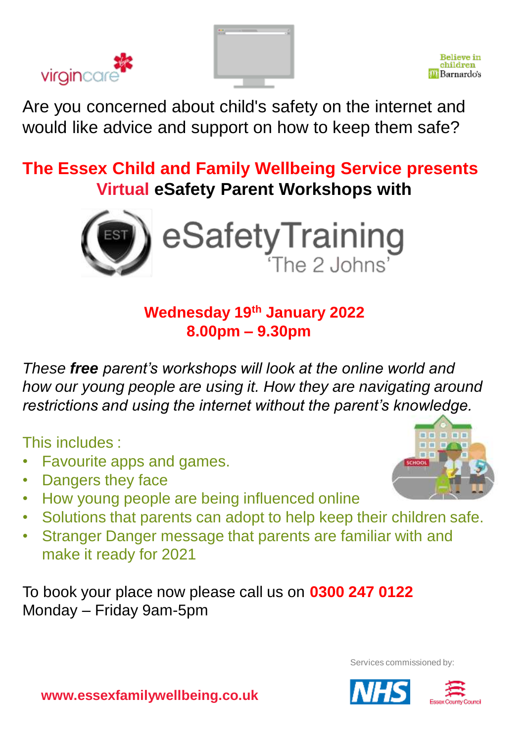Are you concerned about child's safety on the internet and would like advice and support on how to keep them safe?

## The Essex Child and Family Wellbeing Service presents Virtual eSafety Parent Workshops with

eSafetyTraining 'The 2 Johns'

**Wednesday 19th January 2022**
**8.00pm – 9.30pm**

*These **free** parent's workshops will look at the online world and how our young people are using it. How they are navigating around restrictions and using the internet without the parent's knowledge.*

This includes :

- Favourite apps and games.
- Dangers they face
- How young people are being influenced online
- Solutions that parents can adopt to help keep their children safe.
- Stranger Danger message that parents are familiar with and make it ready for 2021

To book your place now please call us on **0300 247 0122**
Monday – Friday 9am-5pm

Services commissioned by:

**www.essexfamilywellbeing.co.uk**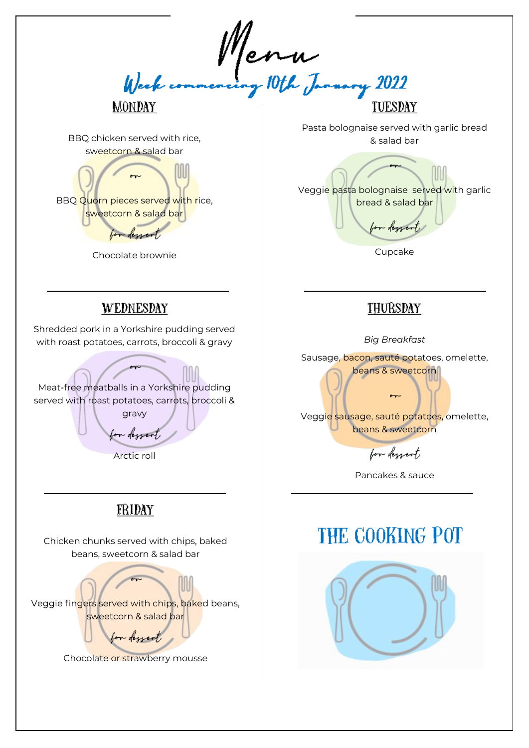# Menu

## Week commencing 10th January 2022

### MONDAY

BBQ chicken served with rice, sweetcorn & salad bar

*or*

BBQ Quorn pieces served with rice, sweetcorn & salad bar

*for dessert*

Chocolate brownie

### TUESDAY

Pasta bolognaise served with garlic bread & salad bar

*or*

Veggie pasta bolognaise served with garlic bread & salad bar

*for dessert*

Cupcake

### WEDNESDAY

Shredded pork in a Yorkshire pudding served with roast potatoes, carrots, broccoli & gravy

*or*

Meat-free meatballs in a Yorkshire pudding served with roast potatoes, carrots, broccoli & gravy

*for dessert*

Arctic roll

### THURSDAY

*Big Breakfast*

Sausage, bacon, sauté potatoes, omelette, beans & sweetcorn

*or*

Veggie sausage, sauté potatoes, omelette, beans & sweetcorn

*for dessert*

Pancakes & sauce

### FRIDAY

Chicken chunks served with chips, baked beans, sweetcorn & salad bar

*or*

Veggie fingers served with chips, baked beans, sweetcorn & salad bar

*for dessert*

Chocolate or strawberry mousse

## THE COOKING POT